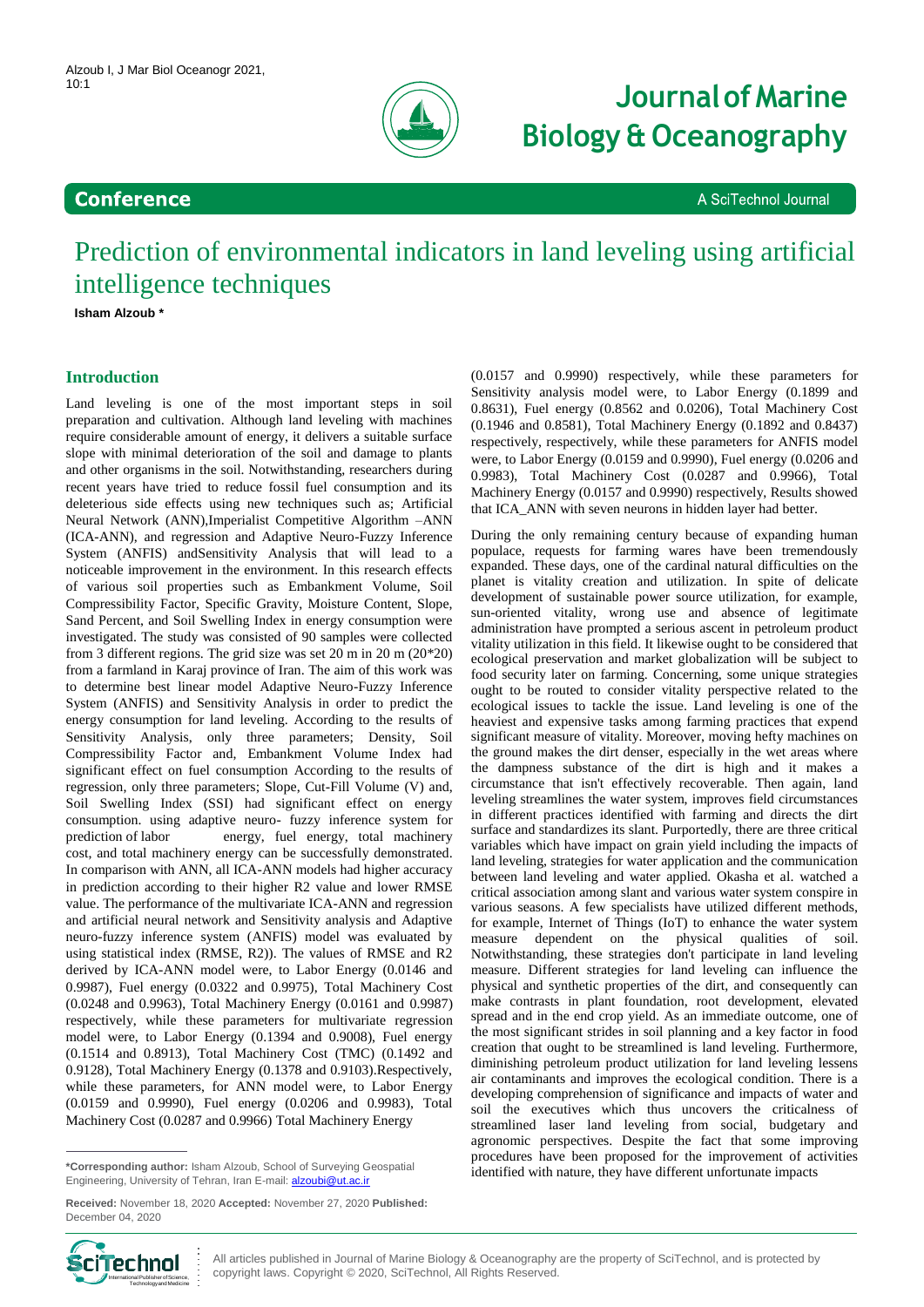# Prediction of environmental indicators in land leveling using artificial intelligence techniques

**Isham Alzoub \***

## Introduction

Land leveling is one of the most important steps in soil preparation and cultivation. Although land leveling with machines require considerable amount of energy, it delivers a suitable surface slope with minimal deterioration of the soil and damage to plants and other organisms in the soil. Notwithstanding, researchers during recent years have tried to reduce fossil fuel consumption and its deleterious side effects using new techniques such as; Artificial Neural Network (ANN),Imperialist Competitive Algorithm –ANN (ICA-ANN), and regression and Adaptive Neuro-Fuzzy Inference System (ANFIS) andSensitivity Analysis that will lead to a noticeable improvement in the environment. In this research effects of various soil properties such as Embankment Volume, Soil Compressibility Factor, Specific Gravity, Moisture Content, Slope, Sand Percent, and Soil Swelling Index in energy consumption were investigated. The study was consisted of 90 samples were collected from 3 different regions. The grid size was set 20 m in 20 m (20*20) from a farmland in Karaj province of Iran. The aim of this work was to determine best linear model Adaptive Neuro-Fuzzy Inference System (ANFIS) and Sensitivity Analysis in order to predict the energy consumption for land leveling. According to the results of Sensitivity Analysis, only three parameters; Density, Soil Compressibility Factor and, Embankment Volume Index had significant effect on fuel consumption According to the results of regression, only three parameters; Slope, Cut-Fill Volume (V) and, Soil Swelling Index (SSI) had significant effect on energy consumption. using adaptive neuro- fuzzy inference system for prediction of labor energy, fuel energy, total machinery cost, and total machinery energy can be successfully demonstrated. In comparison with ANN, all ICA-ANN models had higher accuracy in prediction according to their higher R2 value and lower RMSE value. The performance of the multivariate ICA-ANN and regression and artificial neural network and Sensitivity analysis and Adaptive neuro-fuzzy inference system (ANFIS) model was evaluated by using statistical index (RMSE, R2)). The values of RMSE and R2 derived by ICA-ANN model were, to Labor Energy (0.0146 and 0.9987), Fuel energy (0.0322 and 0.9975), Total Machinery Cost (0.0248 and 0.9963), Total Machinery Energy (0.0161 and 0.9987) respectively, while these parameters for multivariate regression model were, to Labor Energy (0.1394 and 0.9008), Fuel energy (0.1514 and 0.8913), Total Machinery Cost (TMC) (0.1492 and 0.9128), Total Machinery Energy (0.1378 and 0.9103).Respectively, while these parameters, for ANN model were, to Labor Energy (0.0159 and 0.9990), Fuel energy (0.0206 and 0.9983), Total Machinery Cost (0.0287 and 0.9966) Total Machinery Energy (0.0157 and 0.9990) respectively, while these parameters for Sensitivity analysis model were, to Labor Energy (0.1899 and 0.8631), Fuel energy (0.8562 and 0.0206), Total Machinery Cost (0.1946 and 0.8581), Total Machinery Energy (0.1892 and 0.8437) respectively, respectively, while these parameters for ANFIS model were, to Labor Energy (0.0159 and 0.9990), Fuel energy (0.0206 and 0.9983), Total Machinery Cost (0.0287 and 0.9966), Total Machinery Energy (0.0157 and 0.9990) respectively, Results showed that ICA_ANN with seven neurons in hidden layer had better.

During the only remaining century because of expanding human populace, requests for farming wares have been tremendously expanded. These days, one of the cardinal natural difficulties on the planet is vitality creation and utilization. In spite of delicate development of sustainable power source utilization, for example, sun-oriented vitality, wrong use and absence of legitimate administration have prompted a serious ascent in petroleum product vitality utilization in this field. It likewise ought to be considered that ecological preservation and market globalization will be subject to food security later on farming. Concerning, some unique strategies ought to be routed to consider vitality perspective related to the ecological issues to tackle the issue. Land leveling is one of the heaviest and expensive tasks among farming practices that expend significant measure of vitality. Moreover, moving hefty machines on the ground makes the dirt denser, especially in the wet areas where the dampness substance of the dirt is high and it makes a circumstance that isn't effectively recoverable. Then again, land leveling streamlines the water system, improves field circumstances in different practices identified with farming and directs the dirt surface and standardizes its slant. Purportedly, there are three critical variables which have impact on grain yield including the impacts of land leveling, strategies for water application and the communication between land leveling and water applied. Okasha et al. watched a critical association among slant and various water system conspire in various seasons. A few specialists have utilized different methods, for example, Internet of Things (IoT) to enhance the water system measure dependent on the physical qualities of soil. Notwithstanding, these strategies don't participate in land leveling measure. Different strategies for land leveling can influence the physical and synthetic properties of the dirt, and consequently can make contrasts in plant foundation, root development, elevated spread and in the end crop yield. As an immediate outcome, one of the most significant strides in soil planning and a key factor in food creation that ought to be streamlined is land leveling. Furthermore, diminishing petroleum product utilization for land leveling lessens air contaminants and improves the ecological condition. There is a developing comprehension of significance and impacts of water and soil the executives which thus uncovers the criticalness of streamlined laser land leveling from social, budgetary and agronomic perspectives. Despite the fact that some improving procedures have been proposed for the improvement of activities identified with nature, they have different unfortunate impacts

---

**\*Corresponding author:** Isham Alzoub, School of Surveying Geospatial Engineering, University of Tehran, Iran E-mail: alzoubi@ut.ac.ir

**Received:** November 18, 2020 **Accepted:** November 27, 2020 **Published:** December 04, 2020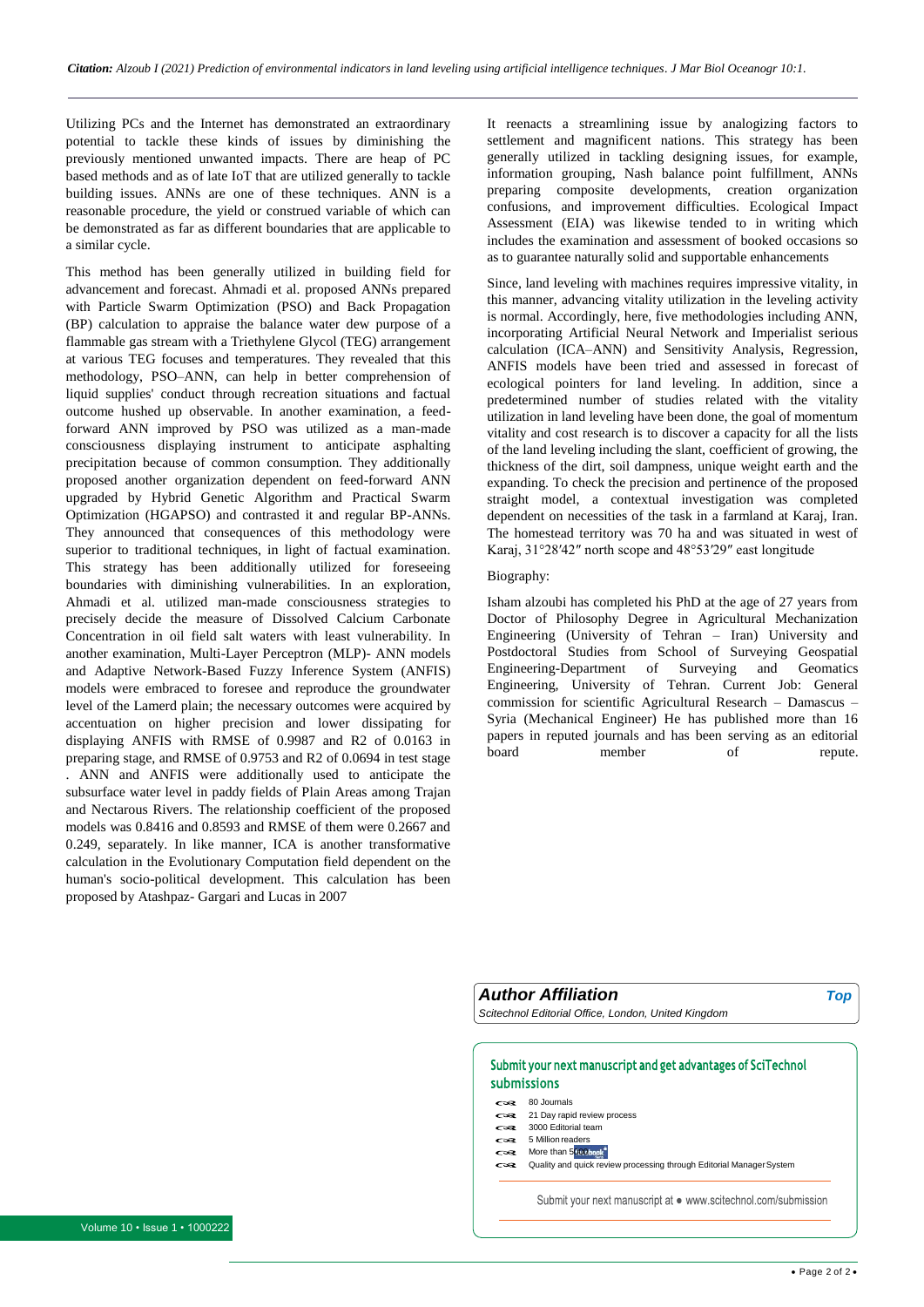Utilizing PCs and the Internet has demonstrated an extraordinary potential to tackle these kinds of issues by diminishing the previously mentioned unwanted impacts. There are heap of PC based methods and as of late IoT that are utilized generally to tackle building issues. ANNs are one of these techniques. ANN is a reasonable procedure, the yield or construed variable of which can be demonstrated as far as different boundaries that are applicable to a similar cycle.

This method has been generally utilized in building field for advancement and forecast. Ahmadi et al. proposed ANNs prepared with Particle Swarm Optimization (PSO) and Back Propagation (BP) calculation to appraise the balance water dew purpose of a flammable gas stream with a Triethylene Glycol (TEG) arrangement at various TEG focuses and temperatures. They revealed that this methodology, PSO–ANN, can help in better comprehension of liquid supplies' conduct through recreation situations and factual outcome hushed up observable. In another examination, a feed-forward ANN improved by PSO was utilized as a man-made consciousness displaying instrument to anticipate asphalting precipitation because of common consumption. They additionally proposed another organization dependent on feed-forward ANN upgraded by Hybrid Genetic Algorithm and Practical Swarm Optimization (HGAPSO) and contrasted it and regular BP-ANNs. They announced that consequences of this methodology were superior to traditional techniques, in light of factual examination. This strategy has been additionally utilized for foreseeing boundaries with diminishing vulnerabilities. In an exploration, Ahmadi et al. utilized man-made consciousness strategies to precisely decide the measure of Dissolved Calcium Carbonate Concentration in oil field salt waters with least vulnerability. In another examination, Multi-Layer Perceptron (MLP)- ANN models and Adaptive Network-Based Fuzzy Inference System (ANFIS) models were embraced to foresee and reproduce the groundwater level of the Lamerd plain; the necessary outcomes were acquired by accentuation on higher precision and lower dissipating for displaying ANFIS with RMSE of 0.9987 and R2 of 0.0163 in preparing stage, and RMSE of 0.9753 and R2 of 0.0694 in test stage . ANN and ANFIS were additionally used to anticipate the subsurface water level in paddy fields of Plain Areas among Trajan and Nectarous Rivers. The relationship coefficient of the proposed models was 0.8416 and 0.8593 and RMSE of them were 0.2667 and 0.249, separately. In like manner, ICA is another transformative calculation in the Evolutionary Computation field dependent on the human's socio-political development. This calculation has been proposed by Atashpaz- Gargari and Lucas in 2007

It reenacts a streamlining issue by analogizing factors to settlement and magnificent nations. This strategy has been generally utilized in tackling designing issues, for example, information grouping, Nash balance point fulfillment, ANNs preparing composite developments, creation organization confusions, and improvement difficulties. Ecological Impact Assessment (EIA) was likewise tended to in writing which includes the examination and assessment of booked occasions so as to guarantee naturally solid and supportable enhancements

Since, land leveling with machines requires impressive vitality, in this manner, advancing vitality utilization in the leveling activity is normal. Accordingly, here, five methodologies including ANN, incorporating Artificial Neural Network and Imperialist serious calculation (ICA–ANN) and Sensitivity Analysis, Regression, ANFIS models have been tried and assessed in forecast of ecological pointers for land leveling. In addition, since a predetermined number of studies related with the vitality utilization in land leveling have been done, the goal of momentum vitality and cost research is to discover a capacity for all the lists of the land leveling including the slant, coefficient of growing, the thickness of the dirt, soil dampness, unique weight earth and the expanding. To check the precision and pertinence of the proposed straight model, a contextual investigation was completed dependent on necessities of the task in a farmland at Karaj, Iran. The homestead territory was 70 ha and was situated in west of Karaj, 31°28′42″ north scope and 48°53′29″ east longitude

Biography:

Isham alzoubi has completed his PhD at the age of 27 years from Doctor of Philosophy Degree in Agricultural Mechanization Engineering (University of Tehran – Iran) University and Postdoctoral Studies from School of Surveying Geospatial Engineering-Department of Surveying and Geomatics Engineering, University of Tehran. Current Job: General commission for scientific Agricultural Research – Damascus – Syria (Mechanical Engineer) He has published more than 16 papers in reputed journals and has been serving as an editorial board member of repute.

## Author Affiliation

Scitechnol Editorial Office, London, United Kingdom